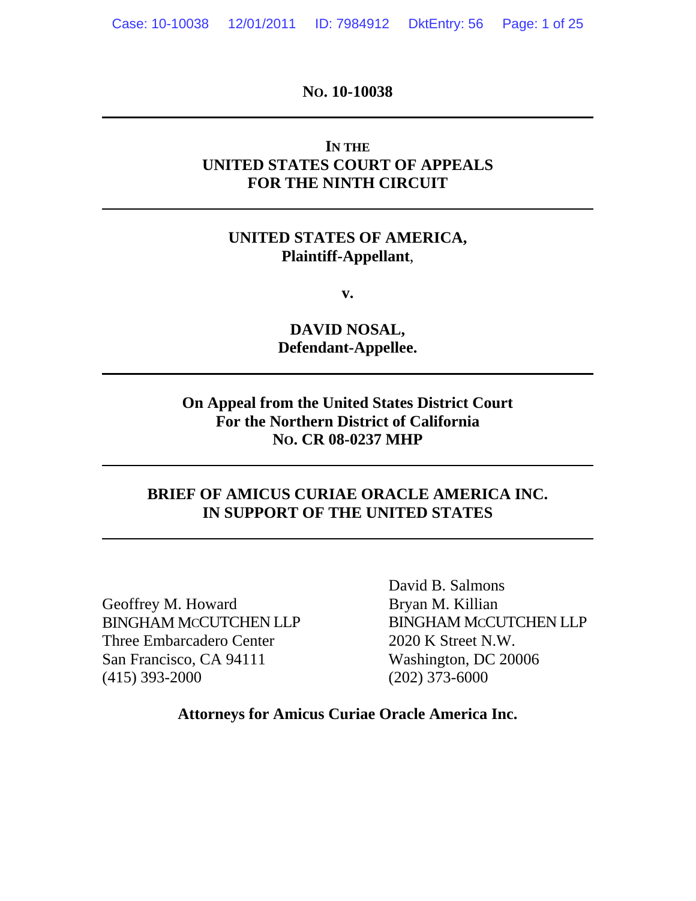**NO. 10-10038**

---

**IN THE**
**UNITED STATES COURT OF APPEALS**
**FOR THE NINTH CIRCUIT**

---

**UNITED STATES OF AMERICA,**
**Plaintiff-Appellant**,

**v.**

**DAVID NOSAL,**
**Defendant-Appellee.**

---

**On Appeal from the United States District Court**
**For the Northern District of California**
**NO. CR 08-0237 MHP**

---

**BRIEF OF AMICUS CURIAE ORACLE AMERICA INC.**
**IN SUPPORT OF THE UNITED STATES**

---

Geoffrey M. Howard
BINGHAM MCCUTCHEN LLP
Three Embarcadero Center
San Francisco, CA 94111
(415) 393-2000

David B. Salmons
Bryan M. Killian
BINGHAM MCCUTCHEN LLP
2020 K Street N.W.
Washington, DC 20006
(202) 373-6000

**Attorneys for Amicus Curiae Oracle America Inc.**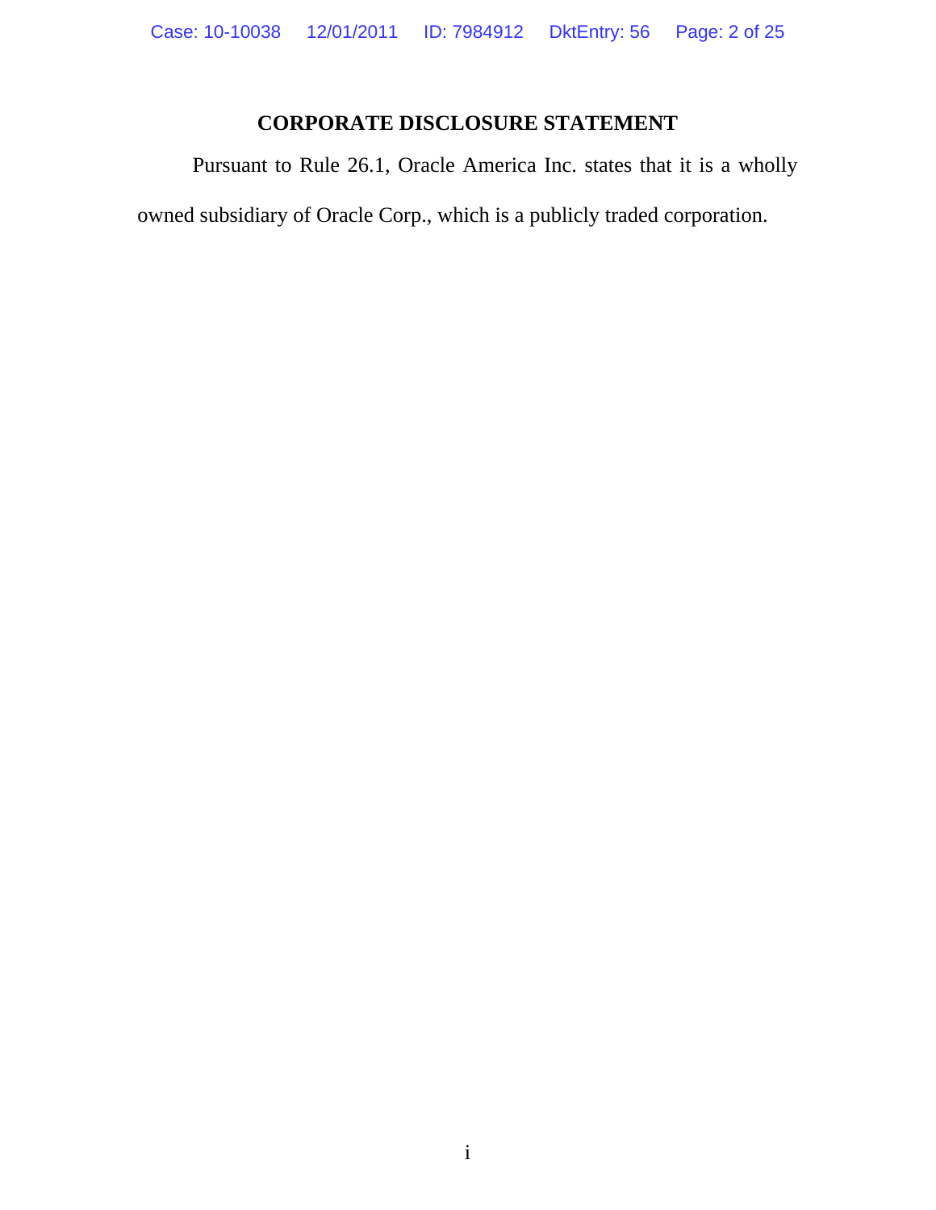## CORPORATE DISCLOSURE STATEMENT

Pursuant to Rule 26.1, Oracle America Inc. states that it is a wholly owned subsidiary of Oracle Corp., which is a publicly traded corporation.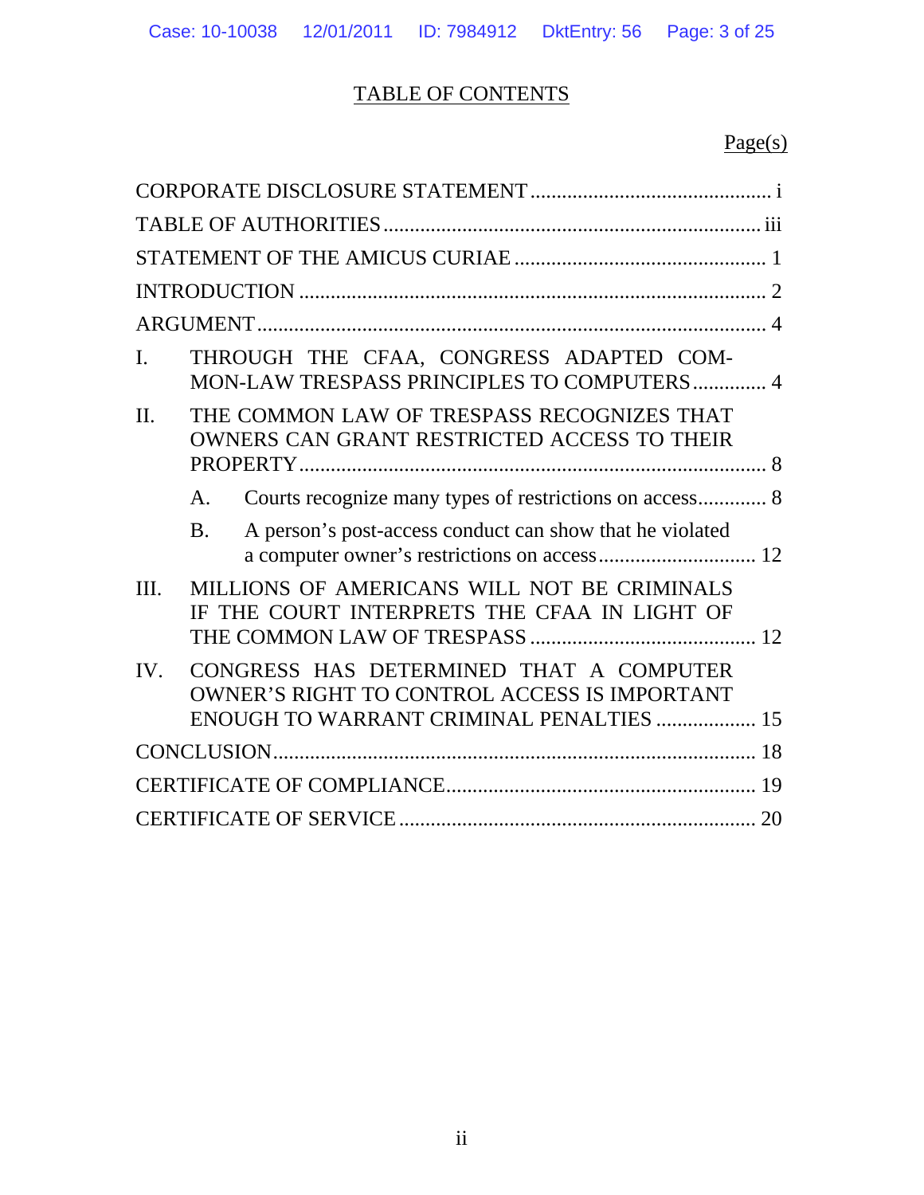# TABLE OF CONTENTS

Page(s)

CORPORATE DISCLOSURE STATEMENT .............................................. i

TABLE OF AUTHORITIES ........................................................................ iii

STATEMENT OF THE AMICUS CURIAE ................................................ 1

INTRODUCTION ......................................................................................... 2

ARGUMENT ................................................................................................. 4

I. THROUGH THE CFAA, CONGRESS ADAPTED COMMON-LAW TRESPASS PRINCIPLES TO COMPUTERS .............. 4

II. THE COMMON LAW OF TRESPASS RECOGNIZES THAT OWNERS CAN GRANT RESTRICTED ACCESS TO THEIR PROPERTY ........................................................................................... 8

   A. Courts recognize many types of restrictions on access............. 8

   B. A person's post-access conduct can show that he violated a computer owner's restrictions on access ............................. 12

III. MILLIONS OF AMERICANS WILL NOT BE CRIMINALS IF THE COURT INTERPRETS THE CFAA IN LIGHT OF THE COMMON LAW OF TRESPASS .......................................... 12

IV. CONGRESS HAS DETERMINED THAT A COMPUTER OWNER'S RIGHT TO CONTROL ACCESS IS IMPORTANT ENOUGH TO WARRANT CRIMINAL PENALTIES ................... 15

CONCLUSION............................................................................................ 18

CERTIFICATE OF COMPLIANCE............................................................ 19

CERTIFICATE OF SERVICE ..................................................................... 20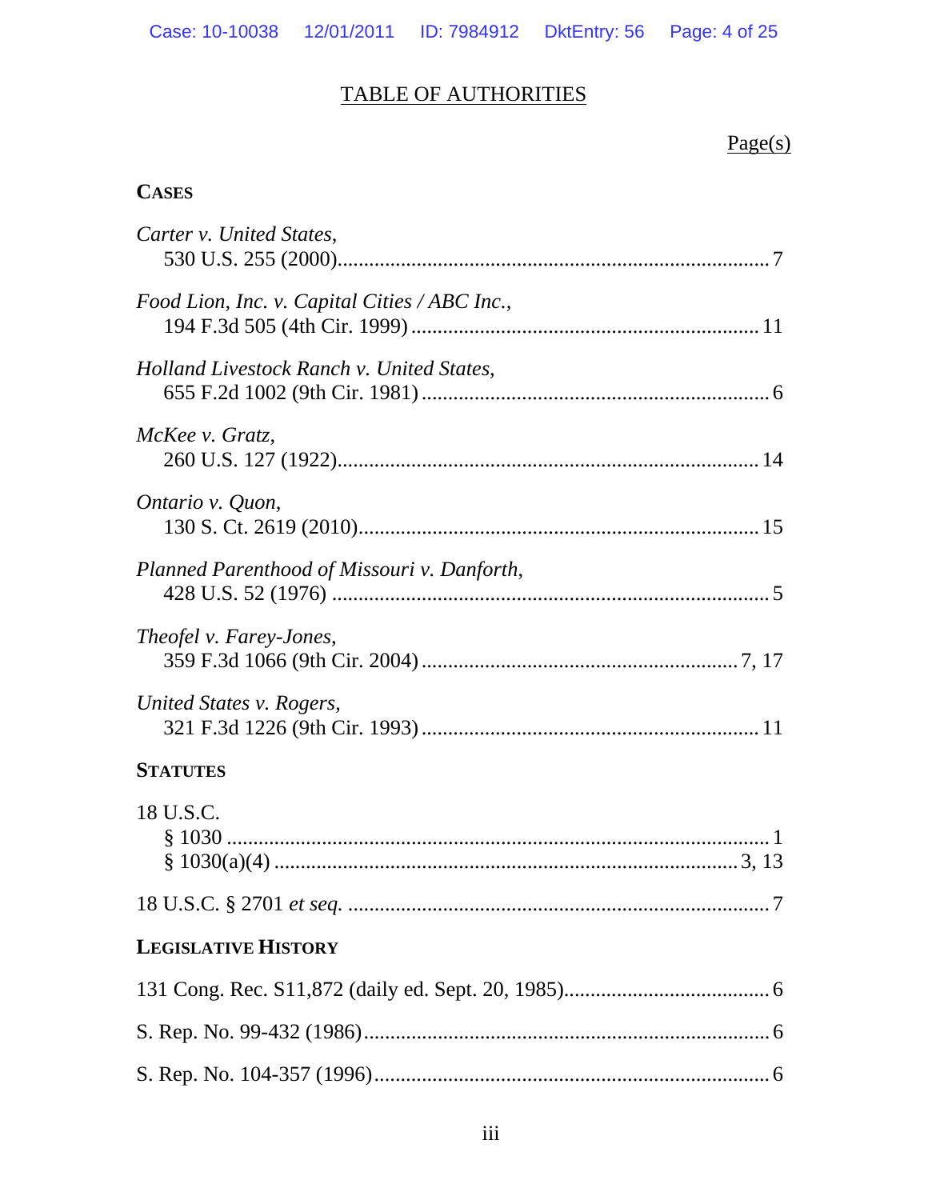# TABLE OF AUTHORITIES

Page(s)

**CASES**

*Carter v. United States*,
530 U.S. 255 (2000)....................................................................................7

*Food Lion, Inc. v. Capital Cities / ABC Inc.*,
194 F.3d 505 (4th Cir. 1999) ....................................................................11

*Holland Livestock Ranch v. United States*,
655 F.2d 1002 (9th Cir. 1981) ....................................................................6

*McKee v. Gratz*,
260 U.S. 127 (1922)..................................................................................14

*Ontario v. Quon*,
130 S. Ct. 2619 (2010)...............................................................................15

*Planned Parenthood of Missouri v. Danforth*,
428 U.S. 52 (1976) ......................................................................................5

*Theofel v. Farey-Jones*,
359 F.3d 1066 (9th Cir. 2004) ..............................................................7, 17

*United States v. Rogers*,
321 F.3d 1226 (9th Cir. 1993) ..................................................................11

**STATUTES**

18 U.S.C.
§ 1030 .........................................................................................................1
§ 1030(a)(4) ..........................................................................................3, 13

18 U.S.C. § 2701 *et seq.* ..................................................................................7

**LEGISLATIVE HISTORY**

131 Cong. Rec. S11,872 (daily ed. Sept. 20, 1985)..........................................6

S. Rep. No. 99-432 (1986).................................................................................6

S. Rep. No. 104-357 (1996)...............................................................................6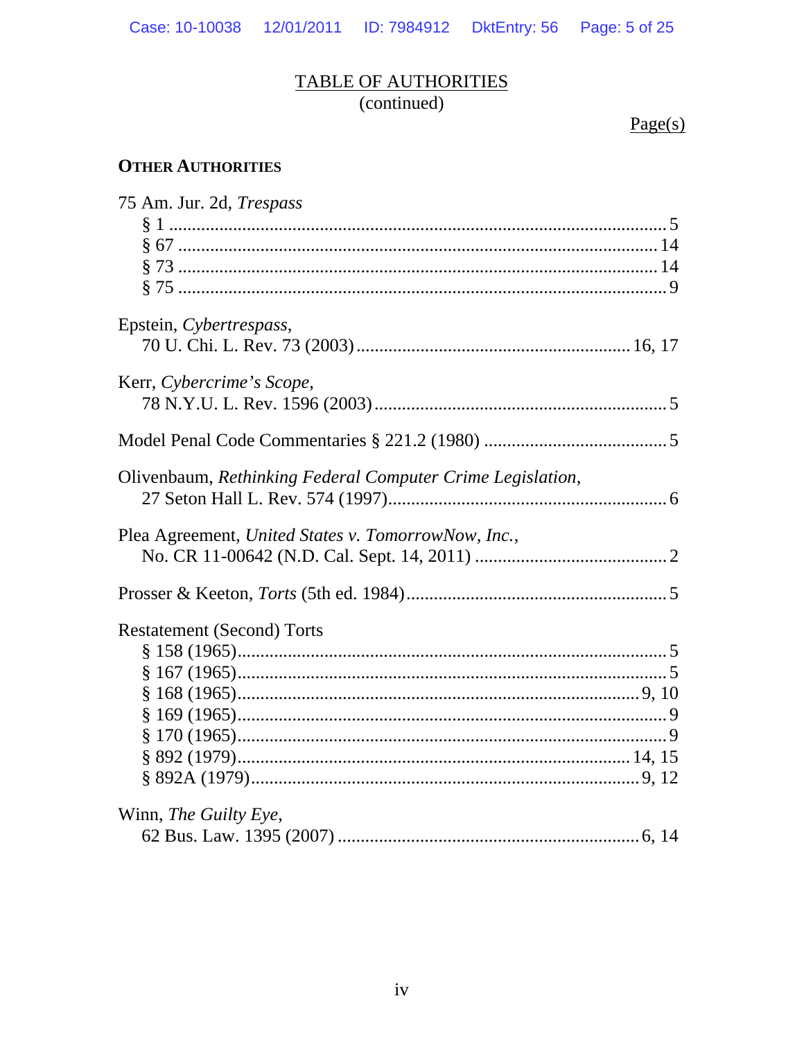# TABLE OF AUTHORITIES
(continued)

Page(s)

**OTHER AUTHORITIES**

75 Am. Jur. 2d, *Trespass*
- § 1 .......................................................................................................... 5
- § 67 ...................................................................................................... 14
- § 73 ...................................................................................................... 14
- § 75 ........................................................................................................ 9

Epstein, *Cybertrespass*,
70 U. Chi. L. Rev. 73 (2003) ........................................................... 16, 17

Kerr, *Cybercrime's Scope*,
78 N.Y.U. L. Rev. 1596 (2003) ............................................................... 5

Model Penal Code Commentaries § 221.2 (1980) ........................................ 5

Olivenbaum, *Rethinking Federal Computer Crime Legislation*,
27 Seton Hall L. Rev. 574 (1997) ............................................................ 6

Plea Agreement, *United States v. TomorrowNow, Inc.*,
No. CR 11-00642 (N.D. Cal. Sept. 14, 2011) .......................................... 2

Prosser & Keeton, *Torts* (5th ed. 1984) ....................................................... 5

Restatement (Second) Torts
- § 158 (1965) ............................................................................................ 5
- § 167 (1965) ............................................................................................ 5
- § 168 (1965) ...................................................................................... 9, 10
- § 169 (1965) ............................................................................................ 9
- § 170 (1965) ............................................................................................ 9
- § 892 (1979) ...................................................................................... 14, 15
- § 892A (1979) ..................................................................................... 9, 12

Winn, *The Guilty Eye*,
62 Bus. Law. 1395 (2007) ................................................................... 6, 14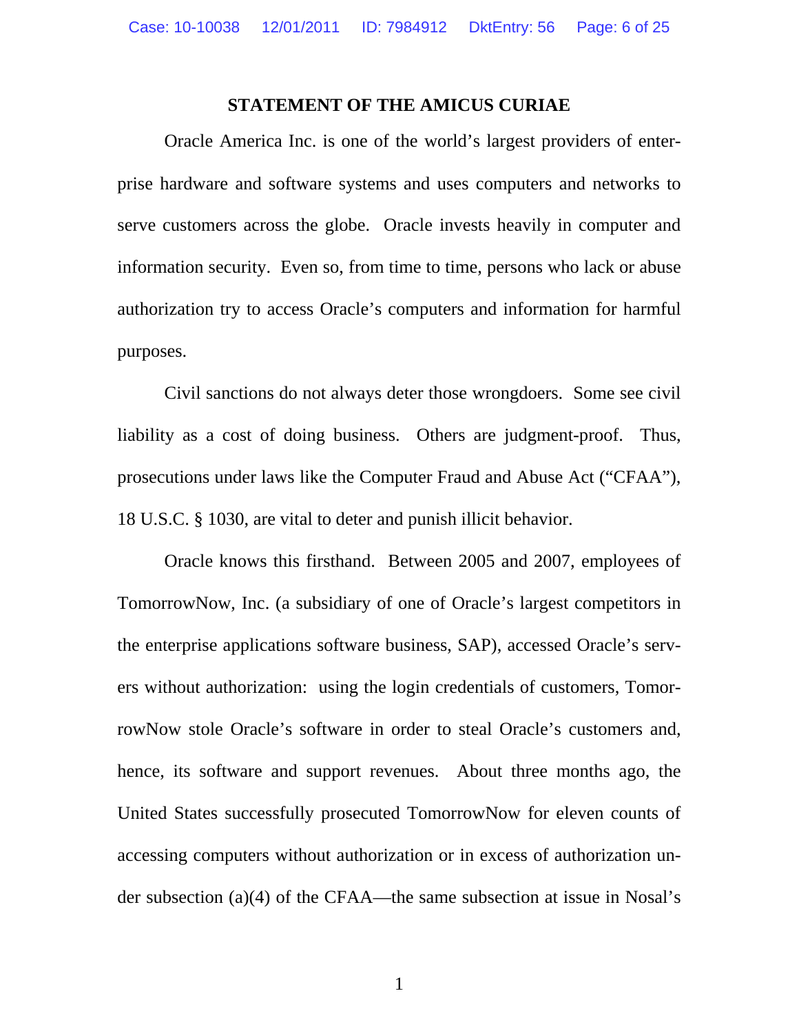## STATEMENT OF THE AMICUS CURIAE

Oracle America Inc. is one of the world's largest providers of enterprise hardware and software systems and uses computers and networks to serve customers across the globe. Oracle invests heavily in computer and information security. Even so, from time to time, persons who lack or abuse authorization try to access Oracle's computers and information for harmful purposes.

Civil sanctions do not always deter those wrongdoers. Some see civil liability as a cost of doing business. Others are judgment-proof. Thus, prosecutions under laws like the Computer Fraud and Abuse Act ("CFAA"), 18 U.S.C. § 1030, are vital to deter and punish illicit behavior.

Oracle knows this firsthand. Between 2005 and 2007, employees of TomorrowNow, Inc. (a subsidiary of one of Oracle's largest competitors in the enterprise applications software business, SAP), accessed Oracle's servers without authorization: using the login credentials of customers, TomorrowNow stole Oracle's software in order to steal Oracle's customers and, hence, its software and support revenues. About three months ago, the United States successfully prosecuted TomorrowNow for eleven counts of accessing computers without authorization or in excess of authorization under subsection (a)(4) of the CFAA—the same subsection at issue in Nosal's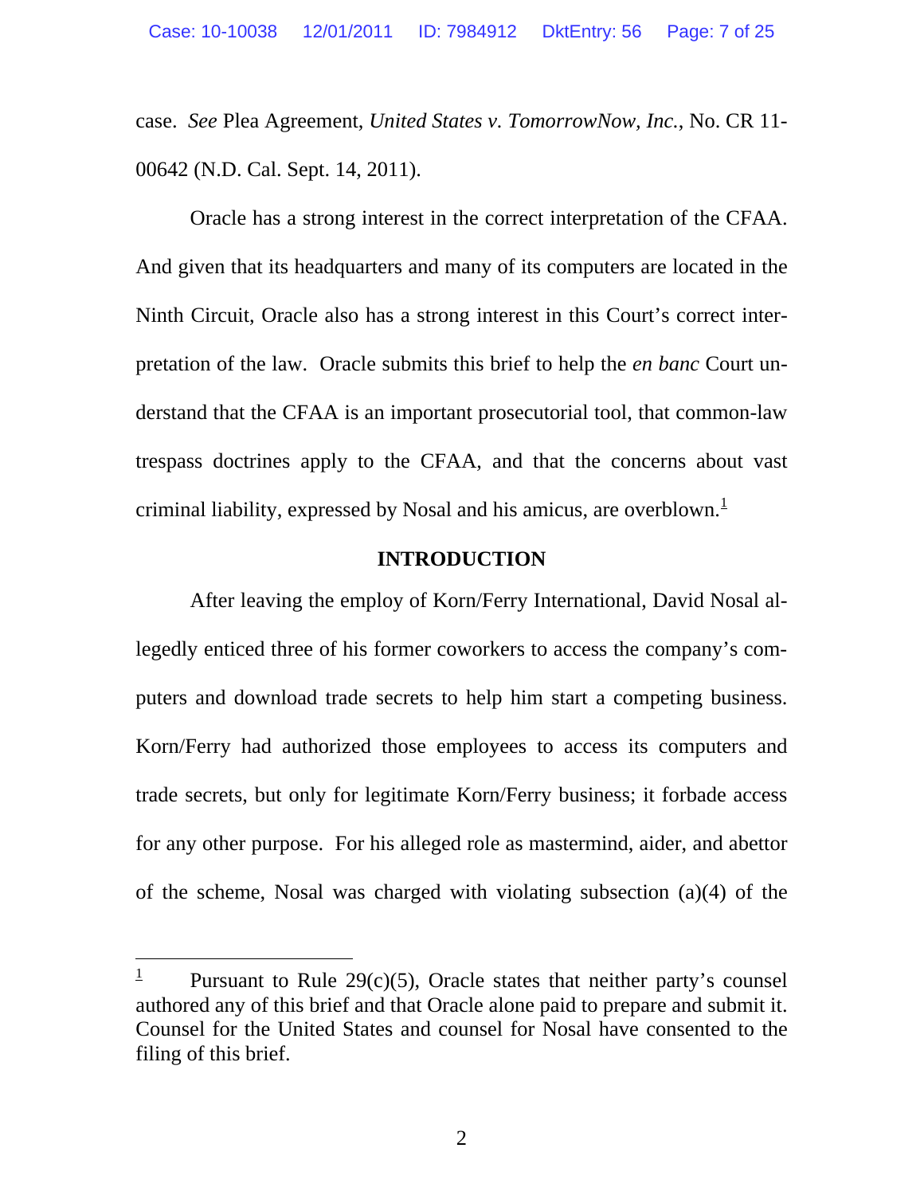case. *See* Plea Agreement, *United States v. TomorrowNow, Inc.*, No. CR 11-00642 (N.D. Cal. Sept. 14, 2011).

Oracle has a strong interest in the correct interpretation of the CFAA. And given that its headquarters and many of its computers are located in the Ninth Circuit, Oracle also has a strong interest in this Court's correct interpretation of the law. Oracle submits this brief to help the *en banc* Court understand that the CFAA is an important prosecutorial tool, that common-law trespass doctrines apply to the CFAA, and that the concerns about vast criminal liability, expressed by Nosal and his amicus, are overblown.[1]

## INTRODUCTION

After leaving the employ of Korn/Ferry International, David Nosal allegedly enticed three of his former coworkers to access the company's computers and download trade secrets to help him start a competing business. Korn/Ferry had authorized those employees to access its computers and trade secrets, but only for legitimate Korn/Ferry business; it forbade access for any other purpose. For his alleged role as mastermind, aider, and abettor of the scheme, Nosal was charged with violating subsection (a)(4) of the

---

[1] Pursuant to Rule 29(c)(5), Oracle states that neither party's counsel authored any of this brief and that Oracle alone paid to prepare and submit it. Counsel for the United States and counsel for Nosal have consented to the filing of this brief.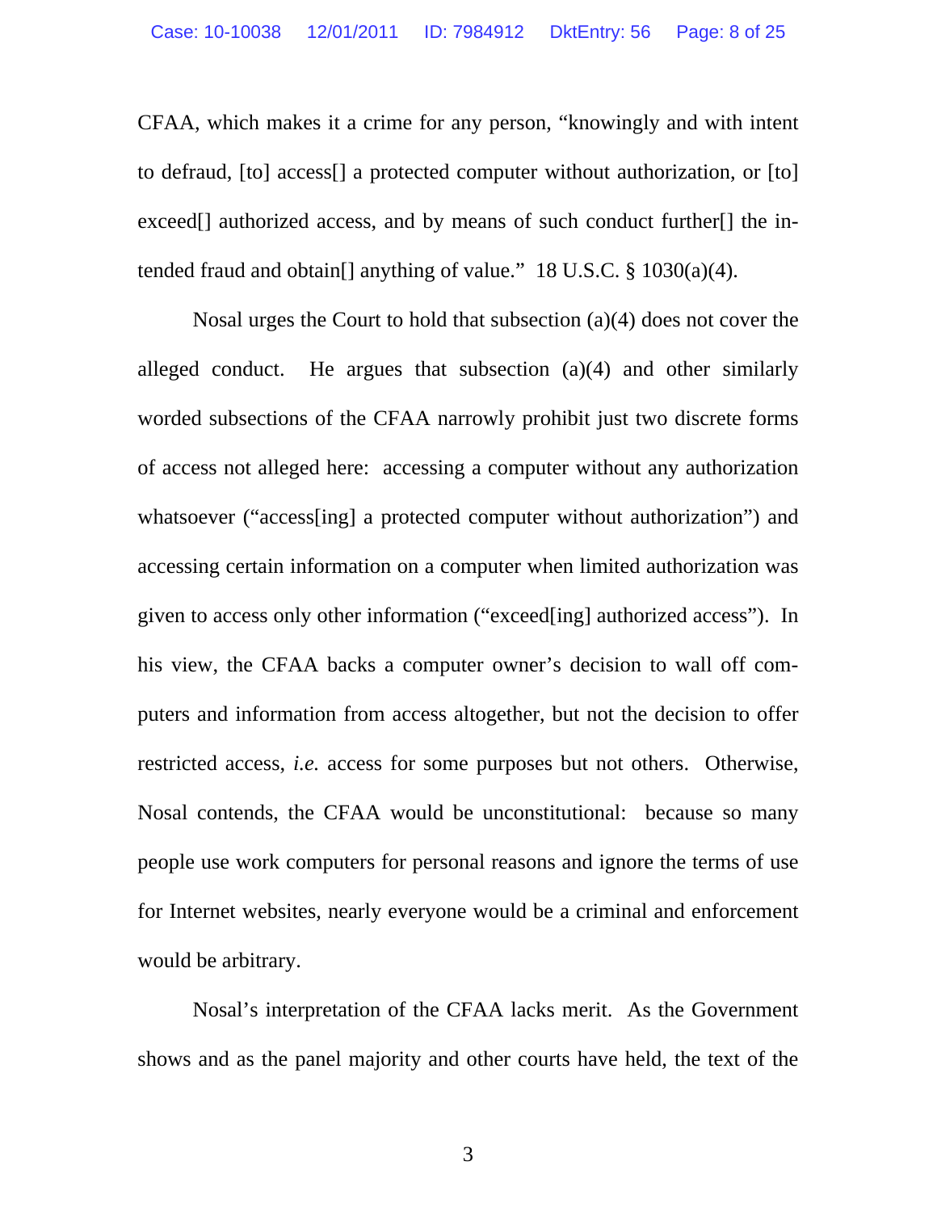CFAA, which makes it a crime for any person, "knowingly and with intent to defraud, [to] access[] a protected computer without authorization, or [to] exceed[] authorized access, and by means of such conduct further[] the intended fraud and obtain[] anything of value." 18 U.S.C. § 1030(a)(4).

Nosal urges the Court to hold that subsection (a)(4) does not cover the alleged conduct. He argues that subsection (a)(4) and other similarly worded subsections of the CFAA narrowly prohibit just two discrete forms of access not alleged here: accessing a computer without any authorization whatsoever ("access[ing] a protected computer without authorization") and accessing certain information on a computer when limited authorization was given to access only other information ("exceed[ing] authorized access"). In his view, the CFAA backs a computer owner's decision to wall off computers and information from access altogether, but not the decision to offer restricted access, *i.e.* access for some purposes but not others. Otherwise, Nosal contends, the CFAA would be unconstitutional: because so many people use work computers for personal reasons and ignore the terms of use for Internet websites, nearly everyone would be a criminal and enforcement would be arbitrary.

Nosal's interpretation of the CFAA lacks merit. As the Government shows and as the panel majority and other courts have held, the text of the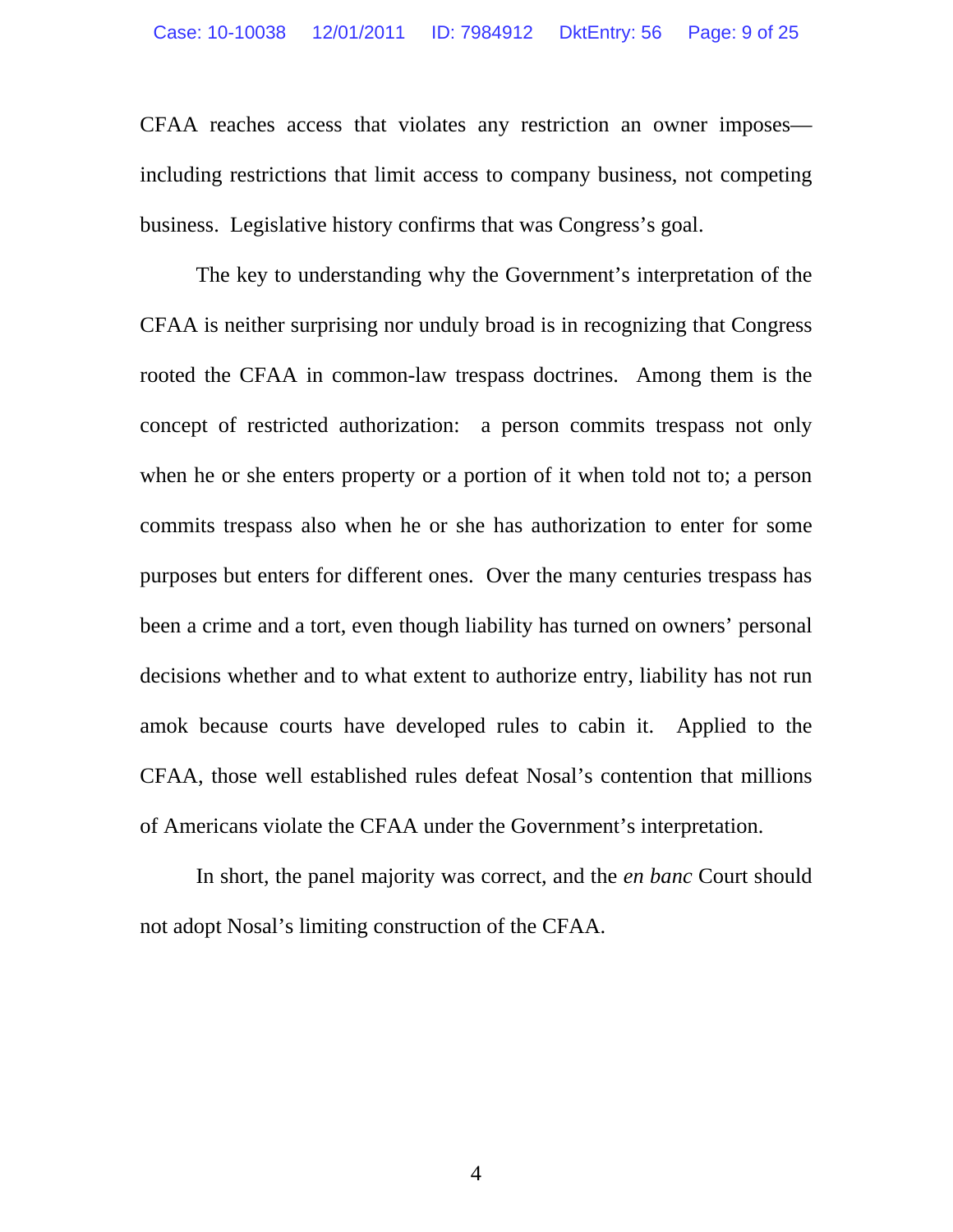CFAA reaches access that violates any restriction an owner imposes—including restrictions that limit access to company business, not competing business. Legislative history confirms that was Congress's goal.

The key to understanding why the Government's interpretation of the CFAA is neither surprising nor unduly broad is in recognizing that Congress rooted the CFAA in common-law trespass doctrines. Among them is the concept of restricted authorization: a person commits trespass not only when he or she enters property or a portion of it when told not to; a person commits trespass also when he or she has authorization to enter for some purposes but enters for different ones. Over the many centuries trespass has been a crime and a tort, even though liability has turned on owners' personal decisions whether and to what extent to authorize entry, liability has not run amok because courts have developed rules to cabin it. Applied to the CFAA, those well established rules defeat Nosal's contention that millions of Americans violate the CFAA under the Government's interpretation.

In short, the panel majority was correct, and the *en banc* Court should not adopt Nosal's limiting construction of the CFAA.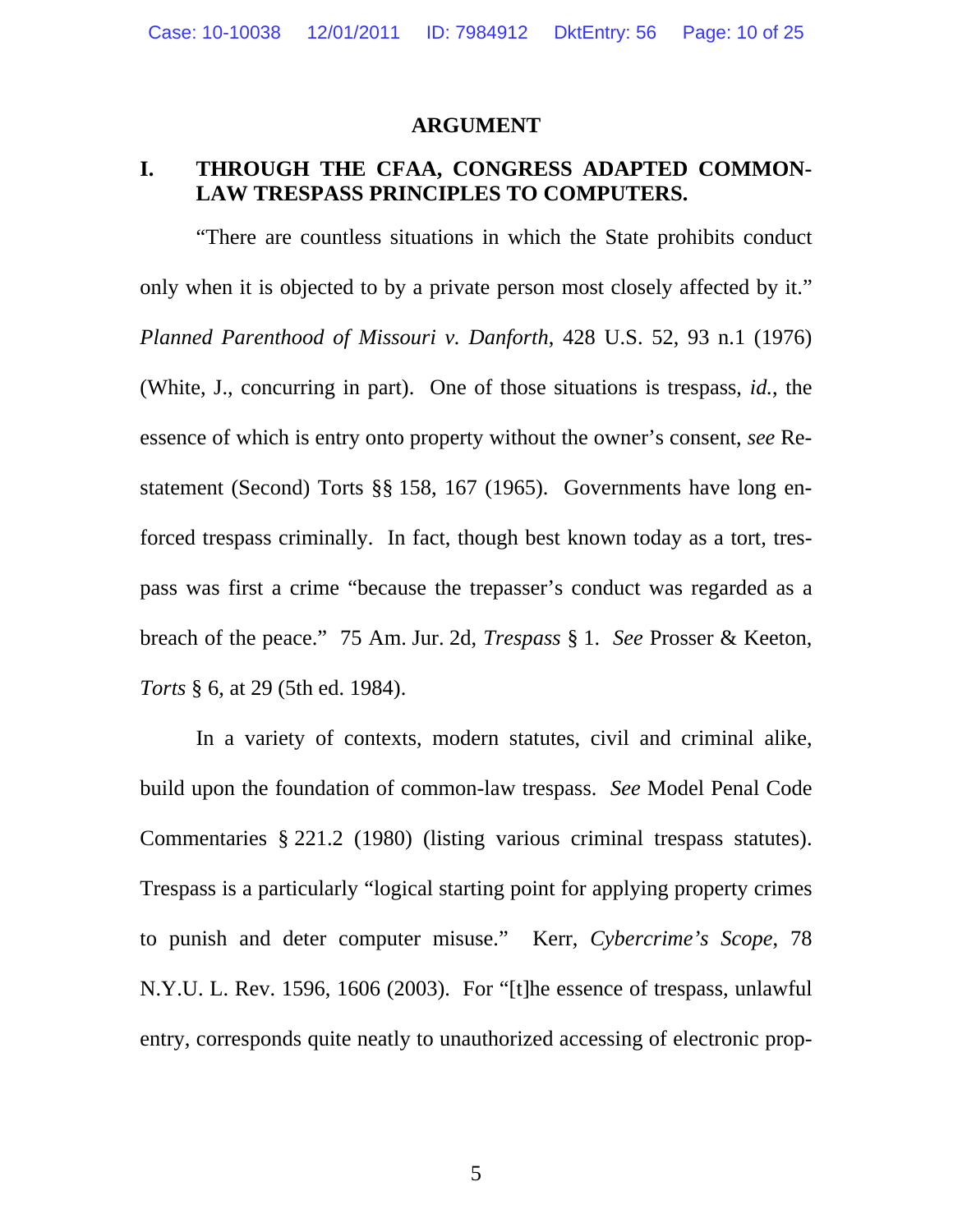## ARGUMENT

### I. THROUGH THE CFAA, CONGRESS ADAPTED COMMON-LAW TRESPASS PRINCIPLES TO COMPUTERS.

"There are countless situations in which the State prohibits conduct only when it is objected to by a private person most closely affected by it." *Planned Parenthood of Missouri v. Danforth*, 428 U.S. 52, 93 n.1 (1976) (White, J., concurring in part). One of those situations is trespass, *id.*, the essence of which is entry onto property without the owner's consent, *see* Restatement (Second) Torts §§ 158, 167 (1965). Governments have long enforced trespass criminally. In fact, though best known today as a tort, trespass was first a crime "because the trepasser's conduct was regarded as a breach of the peace." 75 Am. Jur. 2d, *Trespass* § 1. *See* Prosser & Keeton, *Torts* § 6, at 29 (5th ed. 1984).

In a variety of contexts, modern statutes, civil and criminal alike, build upon the foundation of common-law trespass. *See* Model Penal Code Commentaries § 221.2 (1980) (listing various criminal trespass statutes). Trespass is a particularly "logical starting point for applying property crimes to punish and deter computer misuse." Kerr, *Cybercrime's Scope*, 78 N.Y.U. L. Rev. 1596, 1606 (2003). For "[t]he essence of trespass, unlawful entry, corresponds quite neatly to unauthorized accessing of electronic prop-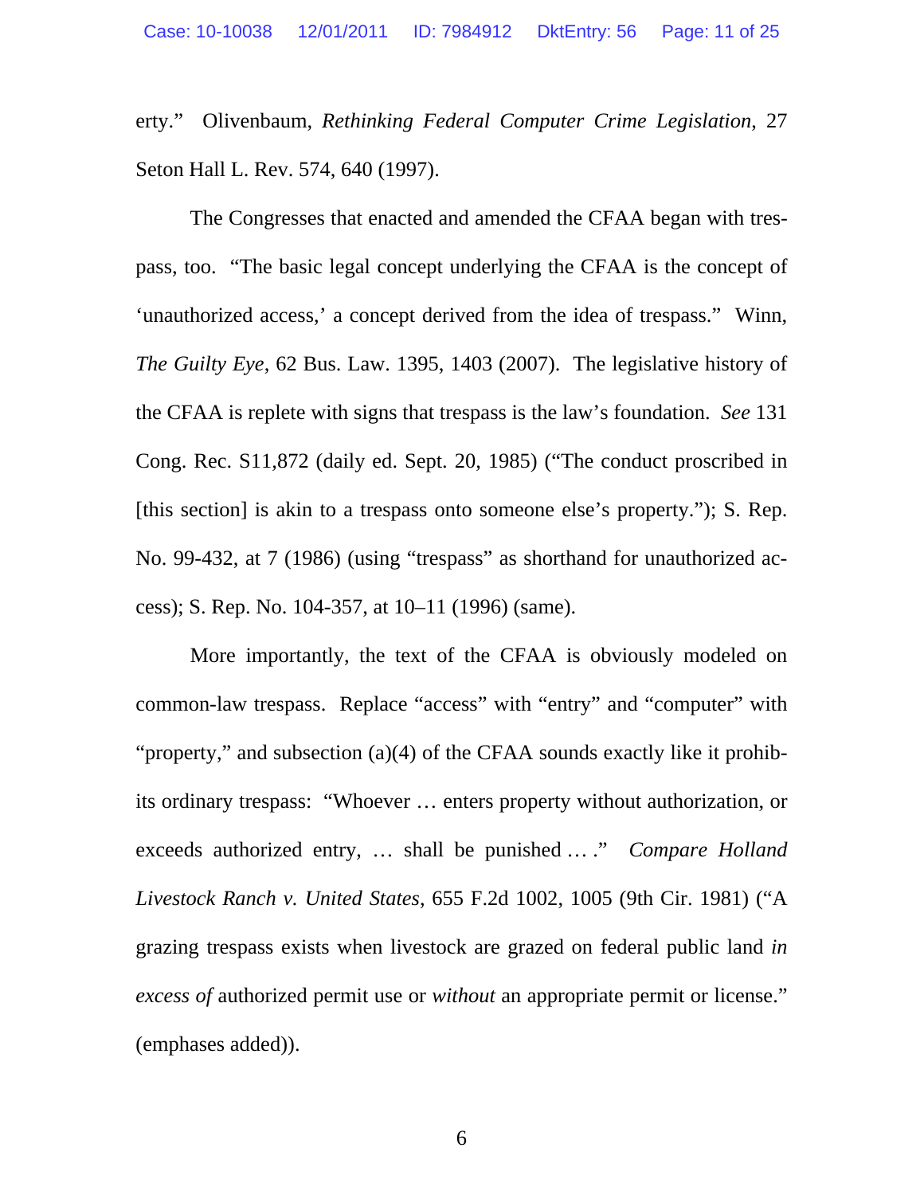erty." Olivenbaum, *Rethinking Federal Computer Crime Legislation*, 27 Seton Hall L. Rev. 574, 640 (1997).

The Congresses that enacted and amended the CFAA began with trespass, too. "The basic legal concept underlying the CFAA is the concept of 'unauthorized access,' a concept derived from the idea of trespass." Winn, *The Guilty Eye*, 62 Bus. Law. 1395, 1403 (2007). The legislative history of the CFAA is replete with signs that trespass is the law's foundation. *See* 131 Cong. Rec. S11,872 (daily ed. Sept. 20, 1985) ("The conduct proscribed in [this section] is akin to a trespass onto someone else's property."); S. Rep. No. 99-432, at 7 (1986) (using "trespass" as shorthand for unauthorized access); S. Rep. No. 104-357, at 10–11 (1996) (same).

More importantly, the text of the CFAA is obviously modeled on common-law trespass. Replace "access" with "entry" and "computer" with "property," and subsection (a)(4) of the CFAA sounds exactly like it prohibits ordinary trespass: "Whoever … enters property without authorization, or exceeds authorized entry, … shall be punished … ." *Compare Holland Livestock Ranch v. United States*, 655 F.2d 1002, 1005 (9th Cir. 1981) ("A grazing trespass exists when livestock are grazed on federal public land *in excess of* authorized permit use or *without* an appropriate permit or license." (emphases added)).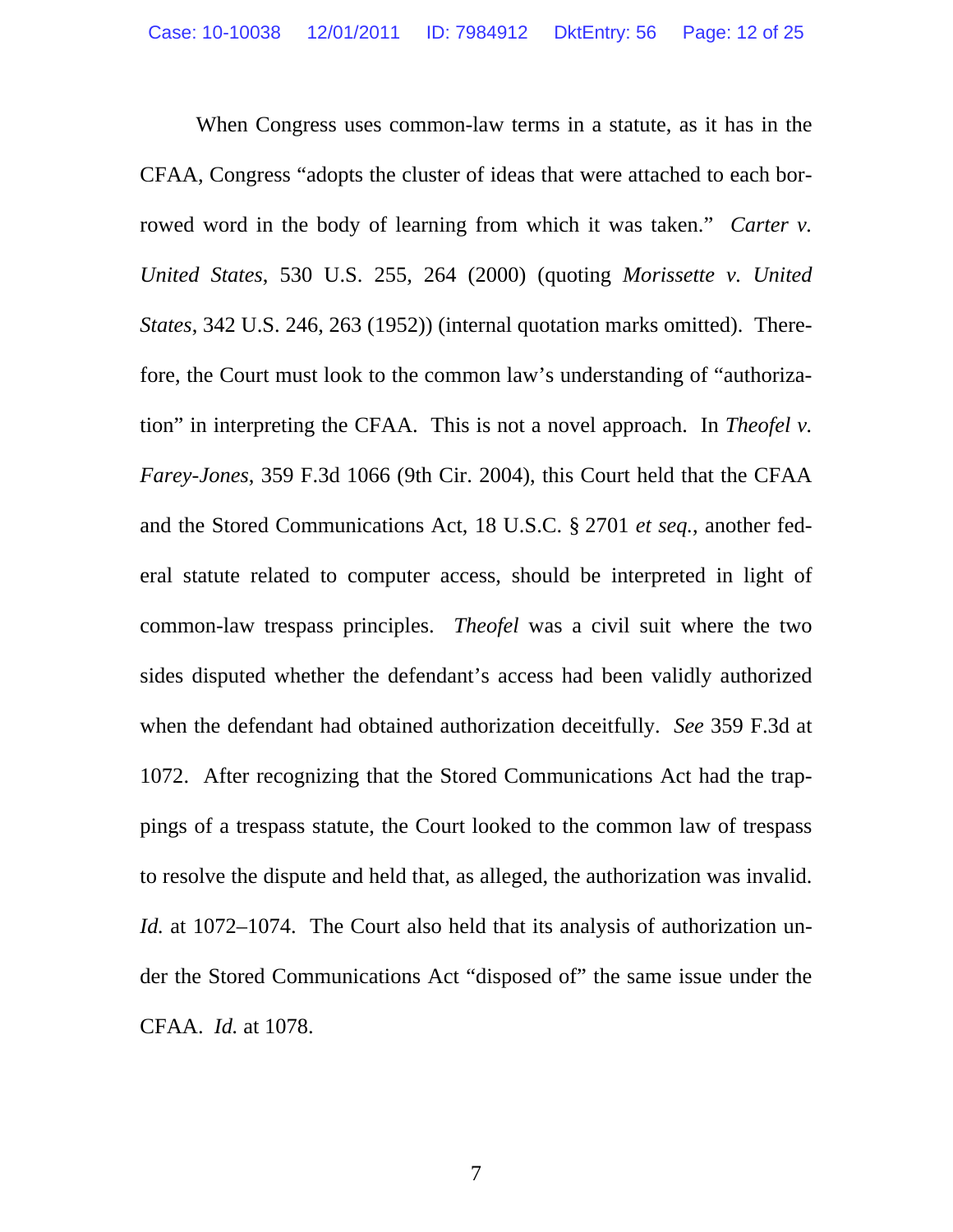When Congress uses common-law terms in a statute, as it has in the CFAA, Congress "adopts the cluster of ideas that were attached to each borrowed word in the body of learning from which it was taken." *Carter v. United States*, 530 U.S. 255, 264 (2000) (quoting *Morissette v. United States*, 342 U.S. 246, 263 (1952)) (internal quotation marks omitted). Therefore, the Court must look to the common law's understanding of "authorization" in interpreting the CFAA. This is not a novel approach. In *Theofel v. Farey-Jones*, 359 F.3d 1066 (9th Cir. 2004), this Court held that the CFAA and the Stored Communications Act, 18 U.S.C. § 2701 *et seq.*, another federal statute related to computer access, should be interpreted in light of common-law trespass principles. *Theofel* was a civil suit where the two sides disputed whether the defendant's access had been validly authorized when the defendant had obtained authorization deceitfully. *See* 359 F.3d at 1072. After recognizing that the Stored Communications Act had the trappings of a trespass statute, the Court looked to the common law of trespass to resolve the dispute and held that, as alleged, the authorization was invalid. *Id.* at 1072–1074. The Court also held that its analysis of authorization under the Stored Communications Act "disposed of" the same issue under the CFAA. *Id.* at 1078.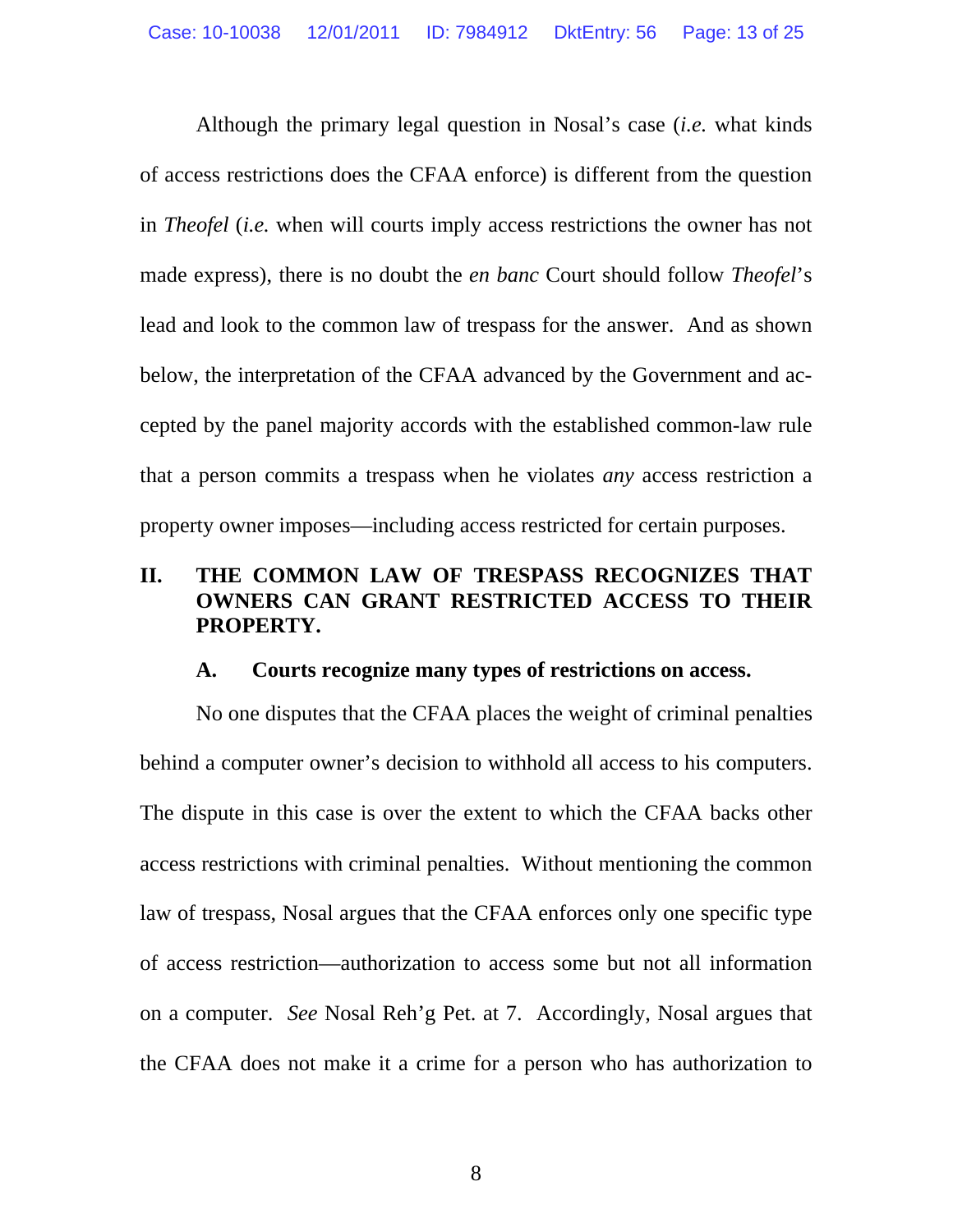Although the primary legal question in Nosal's case (*i.e.* what kinds of access restrictions does the CFAA enforce) is different from the question in *Theofel* (*i.e.* when will courts imply access restrictions the owner has not made express), there is no doubt the *en banc* Court should follow *Theofel*'s lead and look to the common law of trespass for the answer. And as shown below, the interpretation of the CFAA advanced by the Government and accepted by the panel majority accords with the established common-law rule that a person commits a trespass when he violates *any* access restriction a property owner imposes—including access restricted for certain purposes.

## II. THE COMMON LAW OF TRESPASS RECOGNIZES THAT OWNERS CAN GRANT RESTRICTED ACCESS TO THEIR PROPERTY.

### A. Courts recognize many types of restrictions on access.

No one disputes that the CFAA places the weight of criminal penalties behind a computer owner's decision to withhold all access to his computers. The dispute in this case is over the extent to which the CFAA backs other access restrictions with criminal penalties. Without mentioning the common law of trespass, Nosal argues that the CFAA enforces only one specific type of access restriction—authorization to access some but not all information on a computer. *See* Nosal Reh'g Pet. at 7. Accordingly, Nosal argues that the CFAA does not make it a crime for a person who has authorization to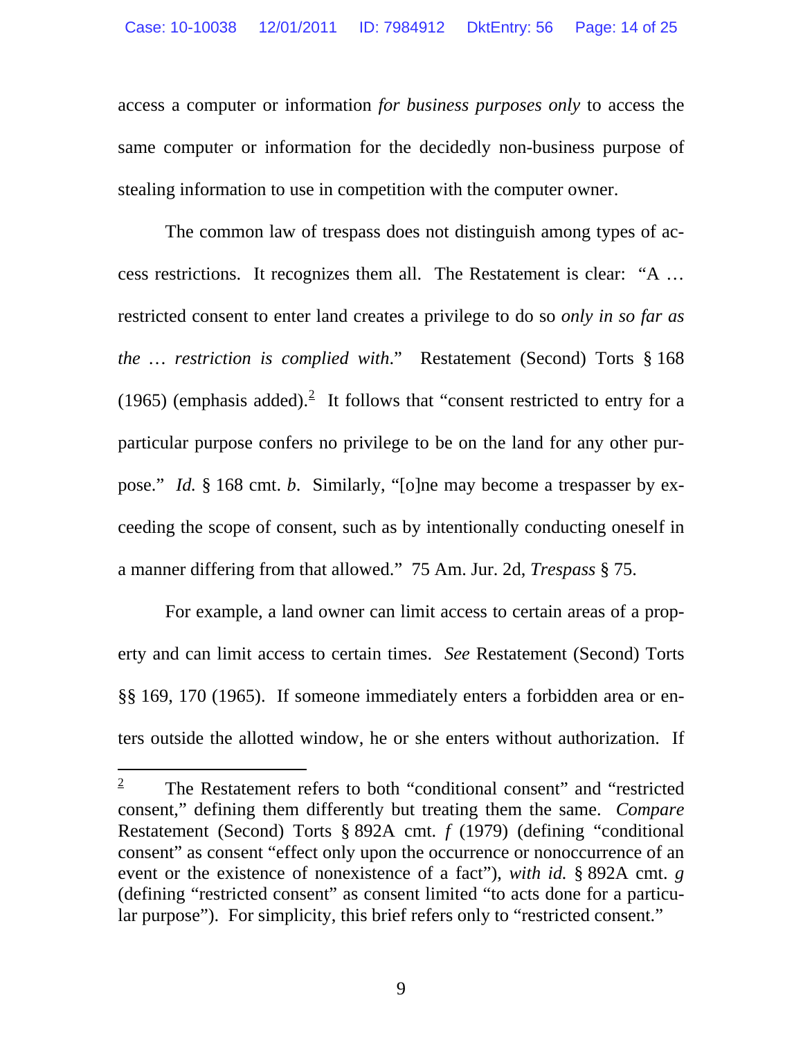access a computer or information *for business purposes only* to access the same computer or information for the decidedly non-business purpose of stealing information to use in competition with the computer owner.

The common law of trespass does not distinguish among types of access restrictions. It recognizes them all. The Restatement is clear: "A … restricted consent to enter land creates a privilege to do so *only in so far as the … restriction is complied with*." Restatement (Second) Torts § 168 (1965) (emphasis added).[2] It follows that "consent restricted to entry for a particular purpose confers no privilege to be on the land for any other purpose." *Id.* § 168 cmt. *b*. Similarly, "[o]ne may become a trespasser by exceeding the scope of consent, such as by intentionally conducting oneself in a manner differing from that allowed." 75 Am. Jur. 2d, *Trespass* § 75.

For example, a land owner can limit access to certain areas of a property and can limit access to certain times. *See* Restatement (Second) Torts §§ 169, 170 (1965). If someone immediately enters a forbidden area or enters outside the allotted window, he or she enters without authorization. If

---

[2] The Restatement refers to both "conditional consent" and "restricted consent," defining them differently but treating them the same. *Compare* Restatement (Second) Torts § 892A cmt. *f* (1979) (defining "conditional consent" as consent "effect only upon the occurrence or nonoccurrence of an event or the existence of nonexistence of a fact"), *with id.* § 892A cmt. *g* (defining "restricted consent" as consent limited "to acts done for a particular purpose"). For simplicity, this brief refers only to "restricted consent."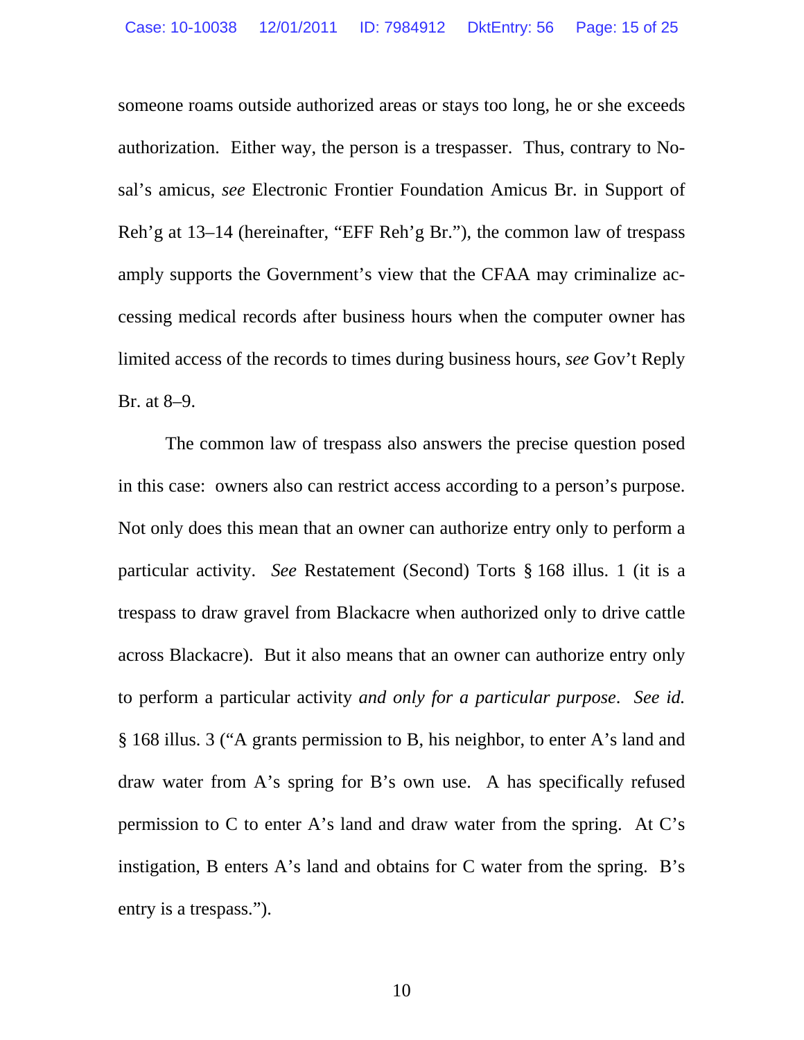someone roams outside authorized areas or stays too long, he or she exceeds authorization. Either way, the person is a trespasser. Thus, contrary to Nosal's amicus, *see* Electronic Frontier Foundation Amicus Br. in Support of Reh'g at 13–14 (hereinafter, "EFF Reh'g Br."), the common law of trespass amply supports the Government's view that the CFAA may criminalize accessing medical records after business hours when the computer owner has limited access of the records to times during business hours, *see* Gov't Reply Br. at 8–9.

The common law of trespass also answers the precise question posed in this case: owners also can restrict access according to a person's purpose. Not only does this mean that an owner can authorize entry only to perform a particular activity. *See* Restatement (Second) Torts § 168 illus. 1 (it is a trespass to draw gravel from Blackacre when authorized only to drive cattle across Blackacre). But it also means that an owner can authorize entry only to perform a particular activity *and only for a particular purpose*. *See id.* § 168 illus. 3 ("A grants permission to B, his neighbor, to enter A's land and draw water from A's spring for B's own use. A has specifically refused permission to C to enter A's land and draw water from the spring. At C's instigation, B enters A's land and obtains for C water from the spring. B's entry is a trespass.").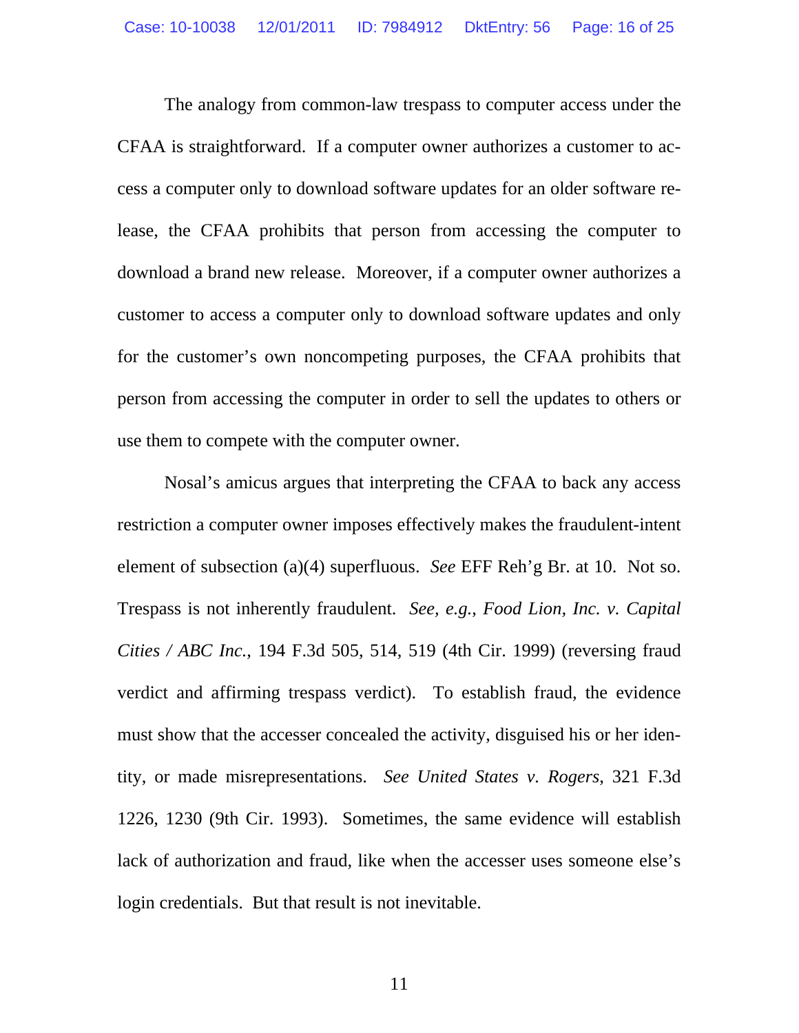The analogy from common-law trespass to computer access under the CFAA is straightforward. If a computer owner authorizes a customer to access a computer only to download software updates for an older software release, the CFAA prohibits that person from accessing the computer to download a brand new release. Moreover, if a computer owner authorizes a customer to access a computer only to download software updates and only for the customer's own noncompeting purposes, the CFAA prohibits that person from accessing the computer in order to sell the updates to others or use them to compete with the computer owner.

Nosal's amicus argues that interpreting the CFAA to back any access restriction a computer owner imposes effectively makes the fraudulent-intent element of subsection (a)(4) superfluous. *See* EFF Reh'g Br. at 10. Not so. Trespass is not inherently fraudulent. *See, e.g.*, *Food Lion, Inc. v. Capital Cities / ABC Inc.*, 194 F.3d 505, 514, 519 (4th Cir. 1999) (reversing fraud verdict and affirming trespass verdict). To establish fraud, the evidence must show that the accesser concealed the activity, disguised his or her identity, or made misrepresentations. *See United States v. Rogers*, 321 F.3d 1226, 1230 (9th Cir. 1993). Sometimes, the same evidence will establish lack of authorization and fraud, like when the accesser uses someone else's login credentials. But that result is not inevitable.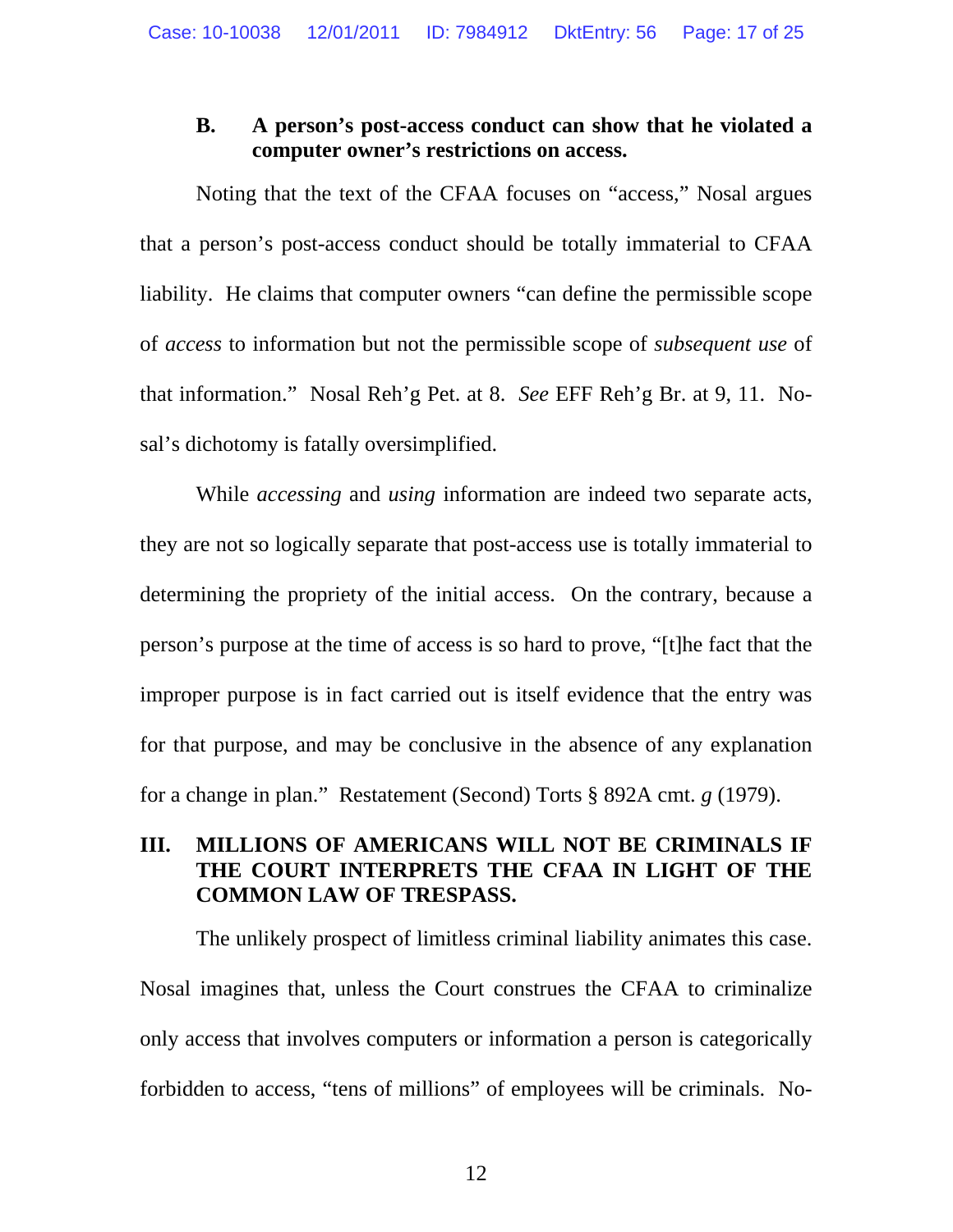### B. A person's post-access conduct can show that he violated a computer owner's restrictions on access.

Noting that the text of the CFAA focuses on "access," Nosal argues that a person's post-access conduct should be totally immaterial to CFAA liability. He claims that computer owners "can define the permissible scope of *access* to information but not the permissible scope of *subsequent use* of that information." Nosal Reh'g Pet. at 8. *See* EFF Reh'g Br. at 9, 11. Nosal's dichotomy is fatally oversimplified.

While *accessing* and *using* information are indeed two separate acts, they are not so logically separate that post-access use is totally immaterial to determining the propriety of the initial access. On the contrary, because a person's purpose at the time of access is so hard to prove, "[t]he fact that the improper purpose is in fact carried out is itself evidence that the entry was for that purpose, and may be conclusive in the absence of any explanation for a change in plan." Restatement (Second) Torts § 892A cmt. *g* (1979).

## III. MILLIONS OF AMERICANS WILL NOT BE CRIMINALS IF THE COURT INTERPRETS THE CFAA IN LIGHT OF THE COMMON LAW OF TRESPASS.

The unlikely prospect of limitless criminal liability animates this case. Nosal imagines that, unless the Court construes the CFAA to criminalize only access that involves computers or information a person is categorically forbidden to access, "tens of millions" of employees will be criminals. No-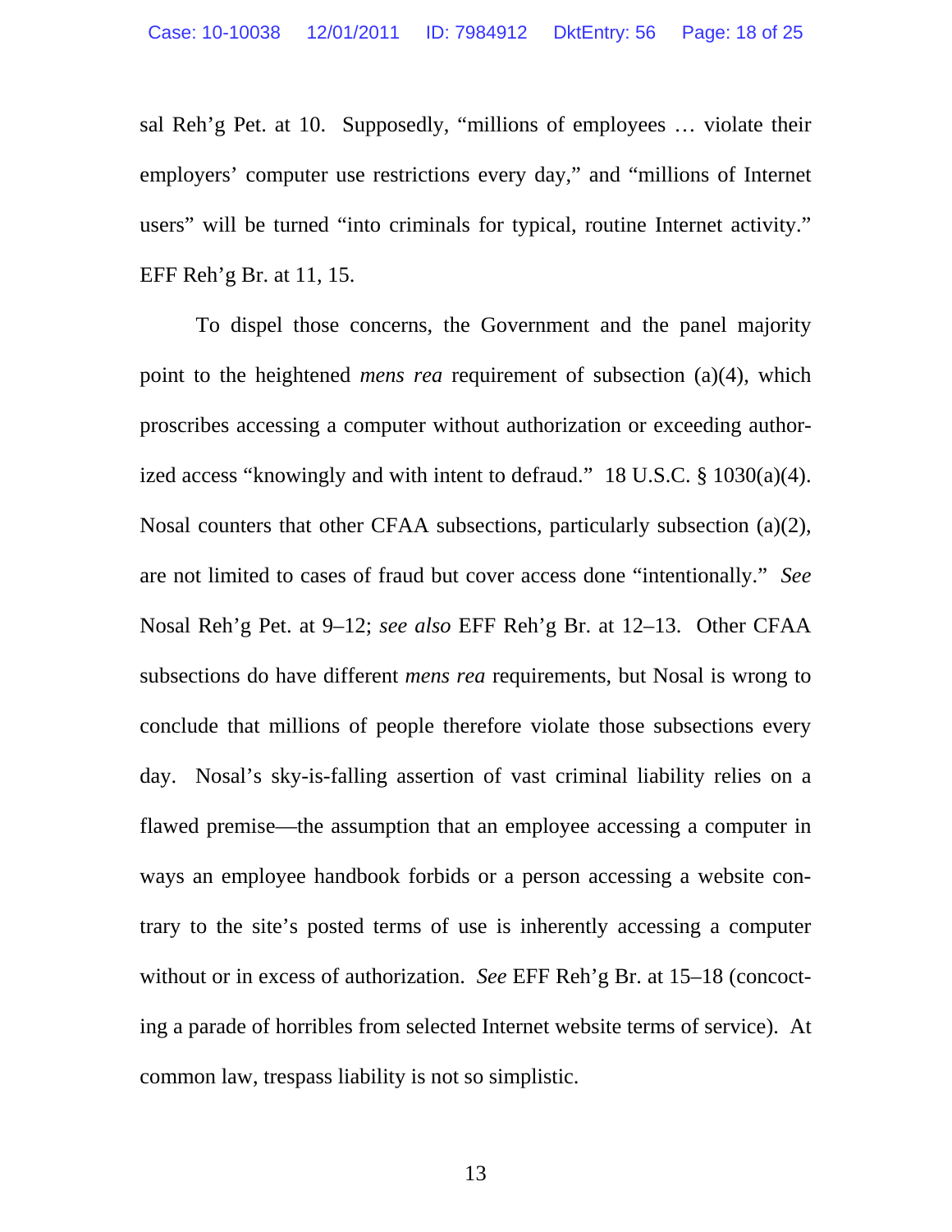sal Reh'g Pet. at 10. Supposedly, "millions of employees … violate their employers' computer use restrictions every day," and "millions of Internet users" will be turned "into criminals for typical, routine Internet activity." EFF Reh'g Br. at 11, 15.

To dispel those concerns, the Government and the panel majority point to the heightened *mens rea* requirement of subsection (a)(4), which proscribes accessing a computer without authorization or exceeding authorized access "knowingly and with intent to defraud." 18 U.S.C. § 1030(a)(4). Nosal counters that other CFAA subsections, particularly subsection (a)(2), are not limited to cases of fraud but cover access done "intentionally." *See* Nosal Reh'g Pet. at 9–12; *see also* EFF Reh'g Br. at 12–13. Other CFAA subsections do have different *mens rea* requirements, but Nosal is wrong to conclude that millions of people therefore violate those subsections every day. Nosal's sky-is-falling assertion of vast criminal liability relies on a flawed premise—the assumption that an employee accessing a computer in ways an employee handbook forbids or a person accessing a website contrary to the site's posted terms of use is inherently accessing a computer without or in excess of authorization. *See* EFF Reh'g Br. at 15–18 (concocting a parade of horribles from selected Internet website terms of service). At common law, trespass liability is not so simplistic.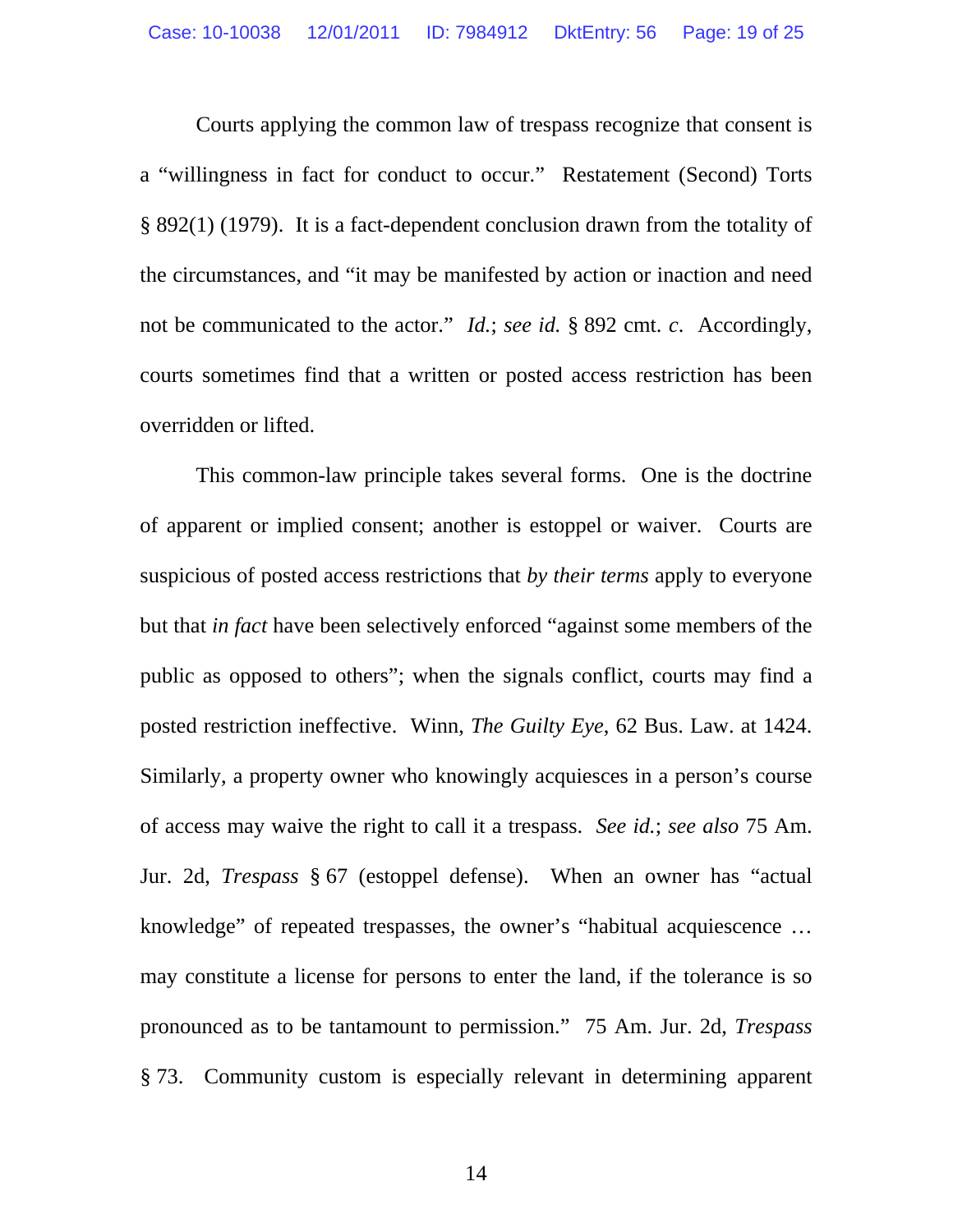Courts applying the common law of trespass recognize that consent is a "willingness in fact for conduct to occur." Restatement (Second) Torts § 892(1) (1979). It is a fact-dependent conclusion drawn from the totality of the circumstances, and "it may be manifested by action or inaction and need not be communicated to the actor." *Id.*; *see id.* § 892 cmt. *c*. Accordingly, courts sometimes find that a written or posted access restriction has been overridden or lifted.

This common-law principle takes several forms. One is the doctrine of apparent or implied consent; another is estoppel or waiver. Courts are suspicious of posted access restrictions that *by their terms* apply to everyone but that *in fact* have been selectively enforced "against some members of the public as opposed to others"; when the signals conflict, courts may find a posted restriction ineffective. Winn, *The Guilty Eye*, 62 Bus. Law. at 1424. Similarly, a property owner who knowingly acquiesces in a person's course of access may waive the right to call it a trespass. *See id.*; *see also* 75 Am. Jur. 2d, *Trespass* § 67 (estoppel defense). When an owner has "actual knowledge" of repeated trespasses, the owner's "habitual acquiescence … may constitute a license for persons to enter the land, if the tolerance is so pronounced as to be tantamount to permission." 75 Am. Jur. 2d, *Trespass* § 73. Community custom is especially relevant in determining apparent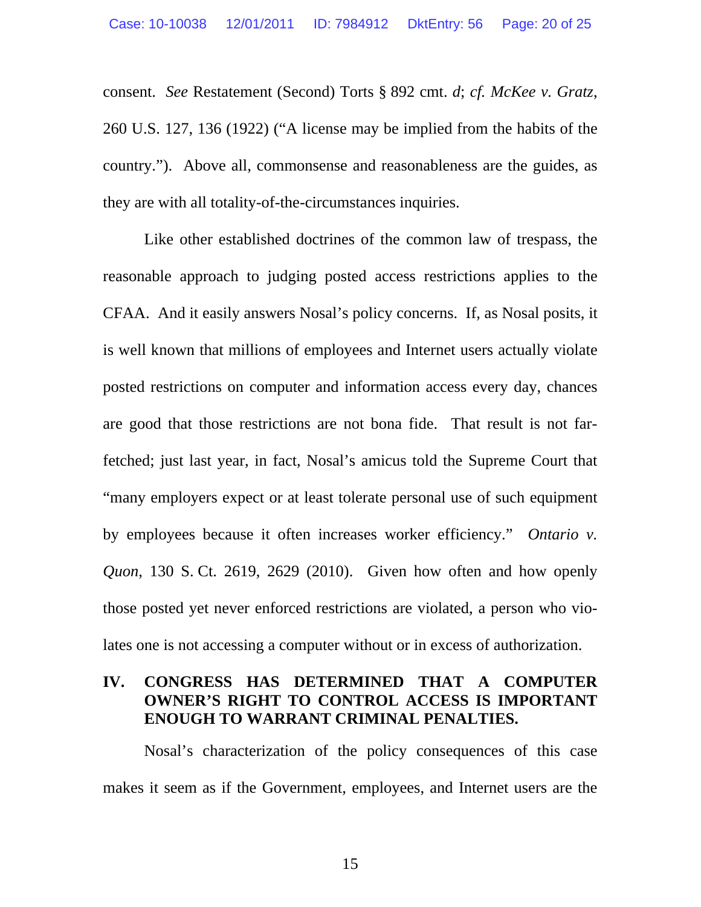consent. *See* Restatement (Second) Torts § 892 cmt. *d*; *cf. McKee v. Gratz*, 260 U.S. 127, 136 (1922) ("A license may be implied from the habits of the country."). Above all, commonsense and reasonableness are the guides, as they are with all totality-of-the-circumstances inquiries.

Like other established doctrines of the common law of trespass, the reasonable approach to judging posted access restrictions applies to the CFAA. And it easily answers Nosal's policy concerns. If, as Nosal posits, it is well known that millions of employees and Internet users actually violate posted restrictions on computer and information access every day, chances are good that those restrictions are not bona fide. That result is not far-fetched; just last year, in fact, Nosal's amicus told the Supreme Court that "many employers expect or at least tolerate personal use of such equipment by employees because it often increases worker efficiency." *Ontario v. Quon*, 130 S. Ct. 2619, 2629 (2010). Given how often and how openly those posted yet never enforced restrictions are violated, a person who violates one is not accessing a computer without or in excess of authorization.

## IV. CONGRESS HAS DETERMINED THAT A COMPUTER OWNER'S RIGHT TO CONTROL ACCESS IS IMPORTANT ENOUGH TO WARRANT CRIMINAL PENALTIES.

Nosal's characterization of the policy consequences of this case makes it seem as if the Government, employees, and Internet users are the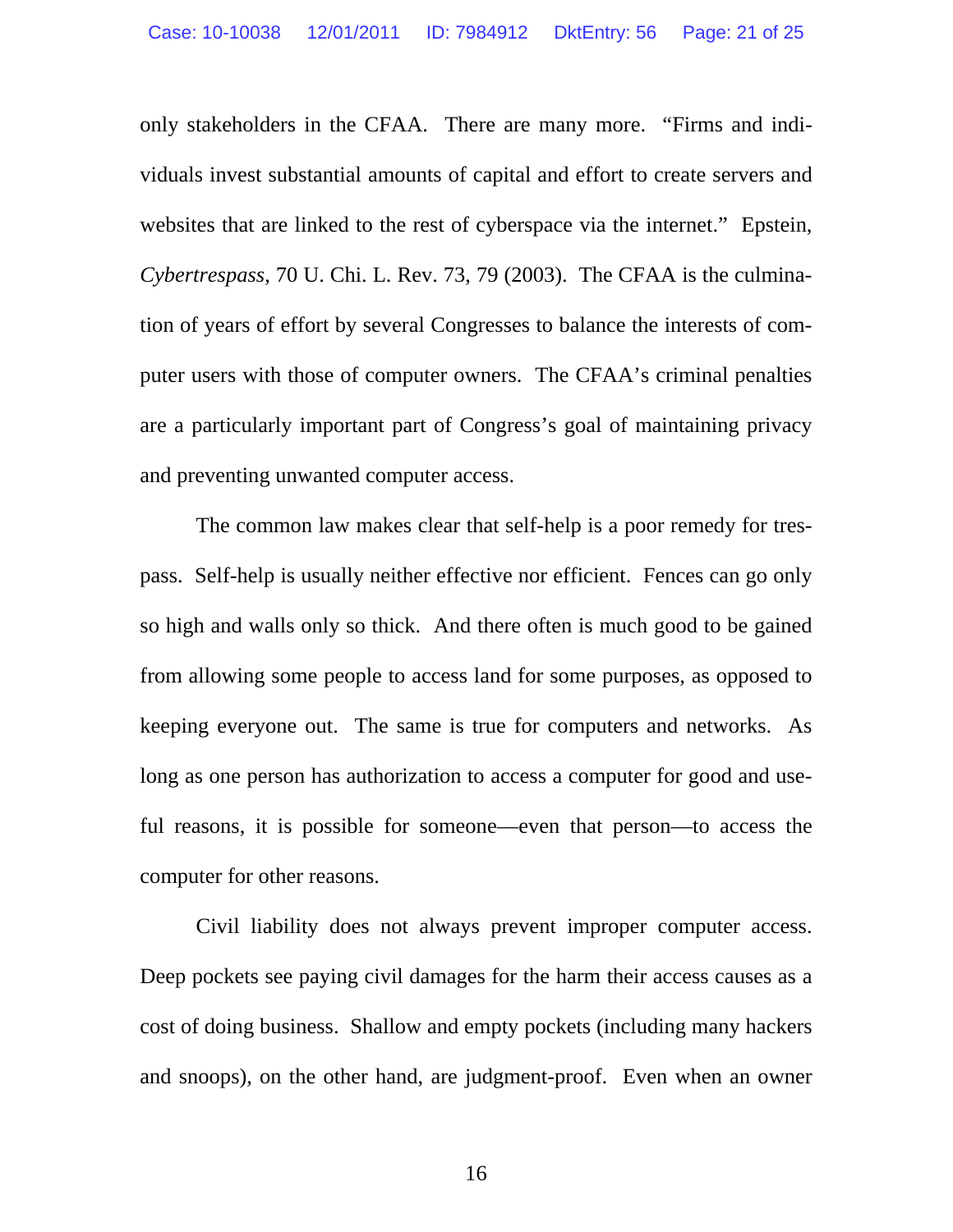only stakeholders in the CFAA. There are many more. "Firms and individuals invest substantial amounts of capital and effort to create servers and websites that are linked to the rest of cyberspace via the internet." Epstein, *Cybertrespass*, 70 U. Chi. L. Rev. 73, 79 (2003). The CFAA is the culmination of years of effort by several Congresses to balance the interests of computer users with those of computer owners. The CFAA's criminal penalties are a particularly important part of Congress's goal of maintaining privacy and preventing unwanted computer access.

The common law makes clear that self-help is a poor remedy for trespass. Self-help is usually neither effective nor efficient. Fences can go only so high and walls only so thick. And there often is much good to be gained from allowing some people to access land for some purposes, as opposed to keeping everyone out. The same is true for computers and networks. As long as one person has authorization to access a computer for good and useful reasons, it is possible for someone—even that person—to access the computer for other reasons.

Civil liability does not always prevent improper computer access. Deep pockets see paying civil damages for the harm their access causes as a cost of doing business. Shallow and empty pockets (including many hackers and snoops), on the other hand, are judgment-proof. Even when an owner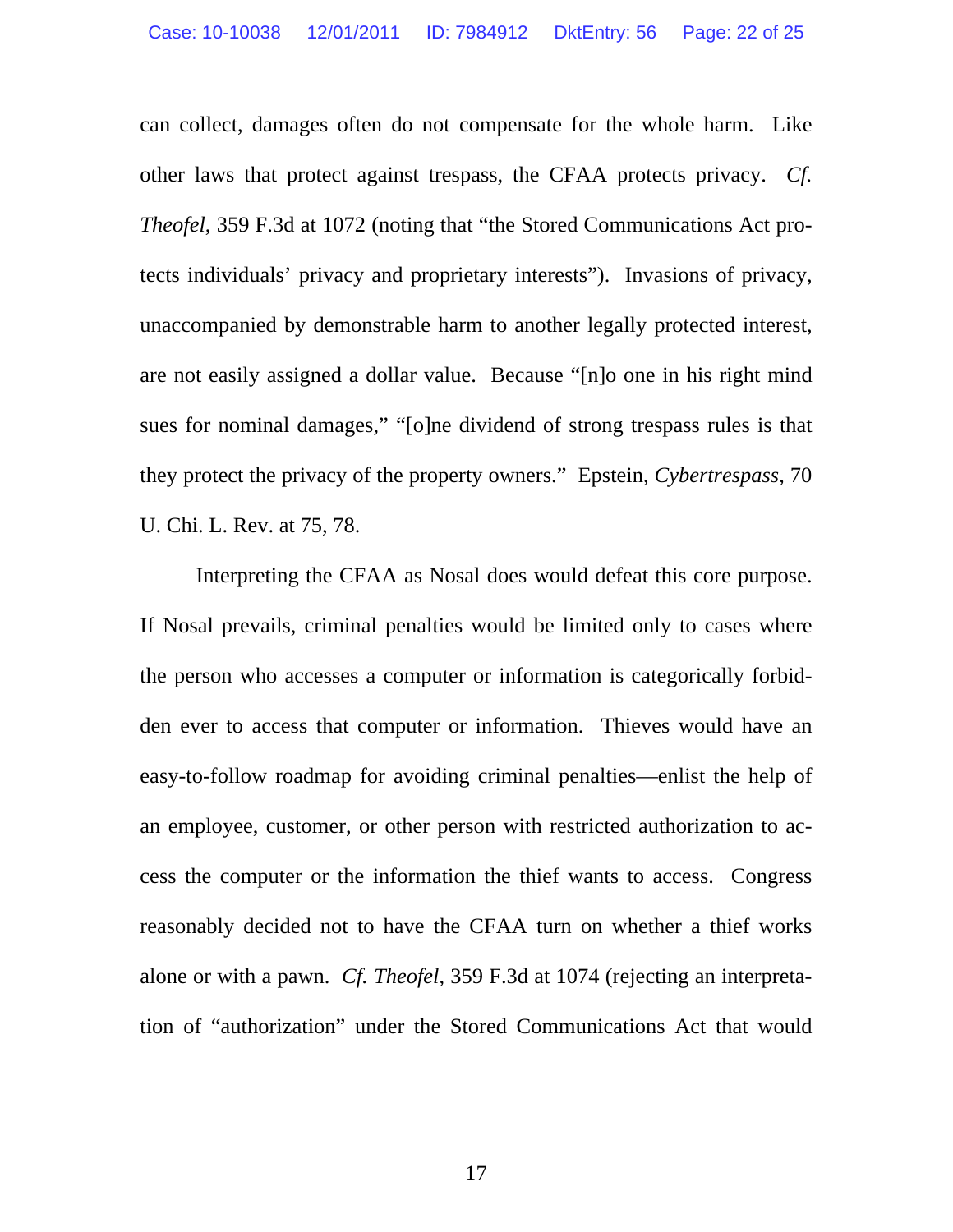can collect, damages often do not compensate for the whole harm. Like other laws that protect against trespass, the CFAA protects privacy. *Cf. Theofel*, 359 F.3d at 1072 (noting that "the Stored Communications Act protects individuals' privacy and proprietary interests"). Invasions of privacy, unaccompanied by demonstrable harm to another legally protected interest, are not easily assigned a dollar value. Because "[n]o one in his right mind sues for nominal damages," "[o]ne dividend of strong trespass rules is that they protect the privacy of the property owners." Epstein, *Cybertrespass*, 70 U. Chi. L. Rev. at 75, 78.

Interpreting the CFAA as Nosal does would defeat this core purpose. If Nosal prevails, criminal penalties would be limited only to cases where the person who accesses a computer or information is categorically forbidden ever to access that computer or information. Thieves would have an easy-to-follow roadmap for avoiding criminal penalties—enlist the help of an employee, customer, or other person with restricted authorization to access the computer or the information the thief wants to access. Congress reasonably decided not to have the CFAA turn on whether a thief works alone or with a pawn. *Cf. Theofel*, 359 F.3d at 1074 (rejecting an interpretation of "authorization" under the Stored Communications Act that would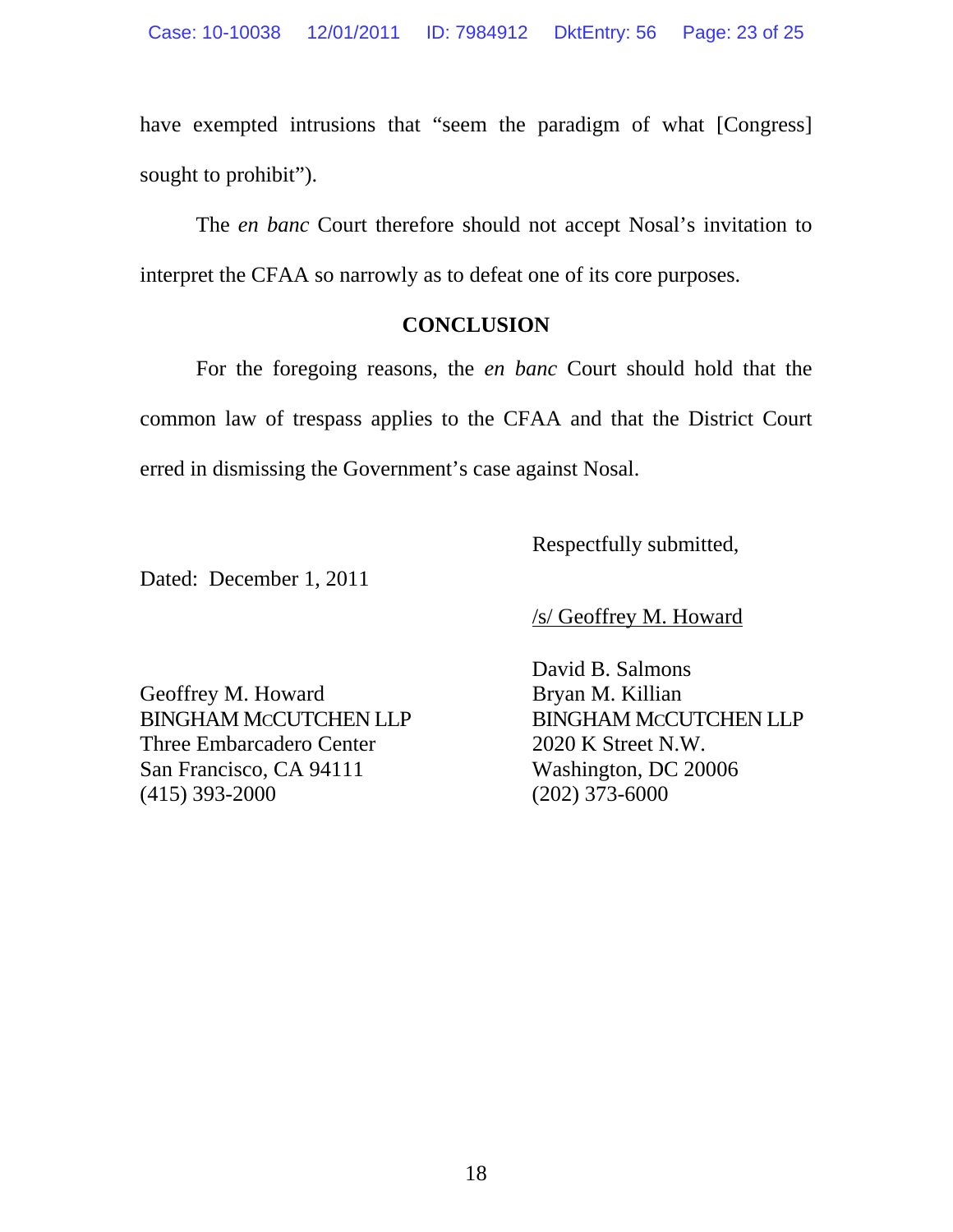have exempted intrusions that "seem the paradigm of what [Congress] sought to prohibit").

The *en banc* Court therefore should not accept Nosal's invitation to interpret the CFAA so narrowly as to defeat one of its core purposes.

**CONCLUSION**

For the foregoing reasons, the *en banc* Court should hold that the common law of trespass applies to the CFAA and that the District Court erred in dismissing the Government's case against Nosal.

Respectfully submitted,

Dated: December 1, 2011

/s/ Geoffrey M. Howard

Geoffrey M. Howard
BINGHAM MCCUTCHEN LLP
Three Embarcadero Center
San Francisco, CA 94111
(415) 393-2000

David B. Salmons
Bryan M. Killian
BINGHAM MCCUTCHEN LLP
2020 K Street N.W.
Washington, DC 20006
(202) 373-6000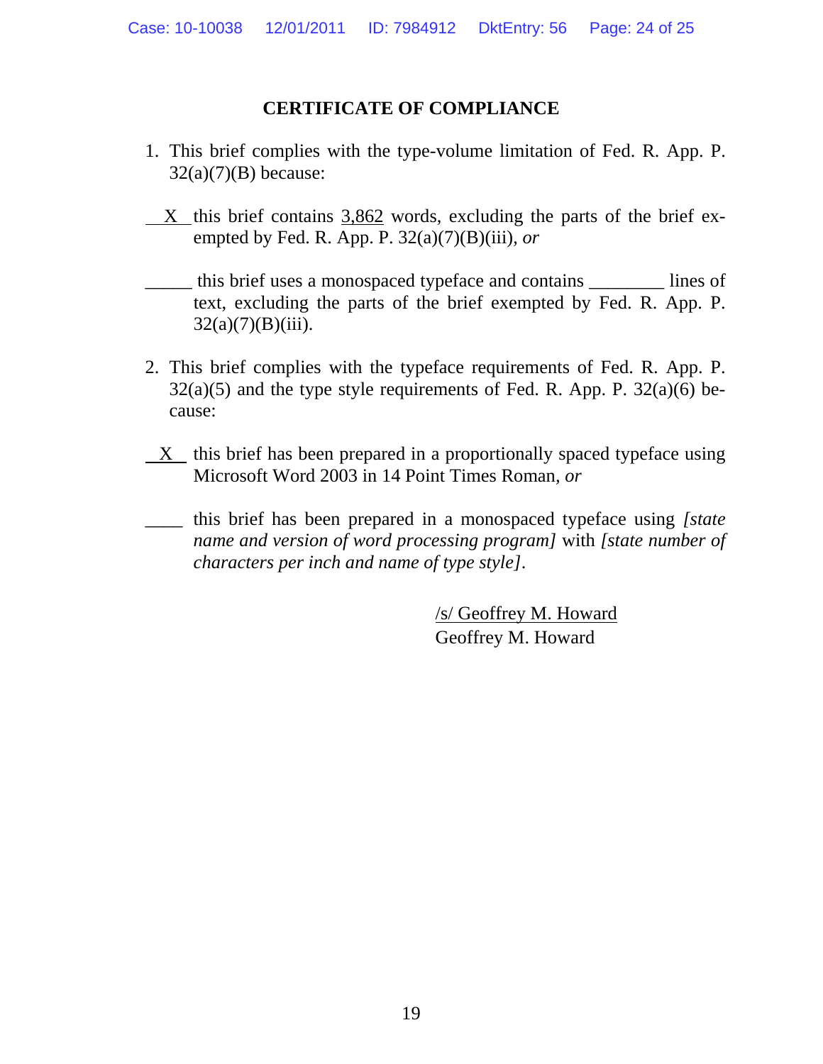## CERTIFICATE OF COMPLIANCE

1. This brief complies with the type-volume limitation of Fed. R. App. P. 32(a)(7)(B) because:

\_\_X\_\_ this brief contains 3,862 words, excluding the parts of the brief exempted by Fed. R. App. P. 32(a)(7)(B)(iii), *or*

\_\_\_\_\_ this brief uses a monospaced typeface and contains \_\_\_\_\_\_\_\_ lines of text, excluding the parts of the brief exempted by Fed. R. App. P. 32(a)(7)(B)(iii).

2. This brief complies with the typeface requirements of Fed. R. App. P. 32(a)(5) and the type style requirements of Fed. R. App. P. 32(a)(6) because:

\_\_X\_\_ this brief has been prepared in a proportionally spaced typeface using Microsoft Word 2003 in 14 Point Times Roman, *or*

\_\_\_\_ this brief has been prepared in a monospaced typeface using *[state name and version of word processing program]* with *[state number of characters per inch and name of type style]*.

/s/ Geoffrey M. Howard
Geoffrey M. Howard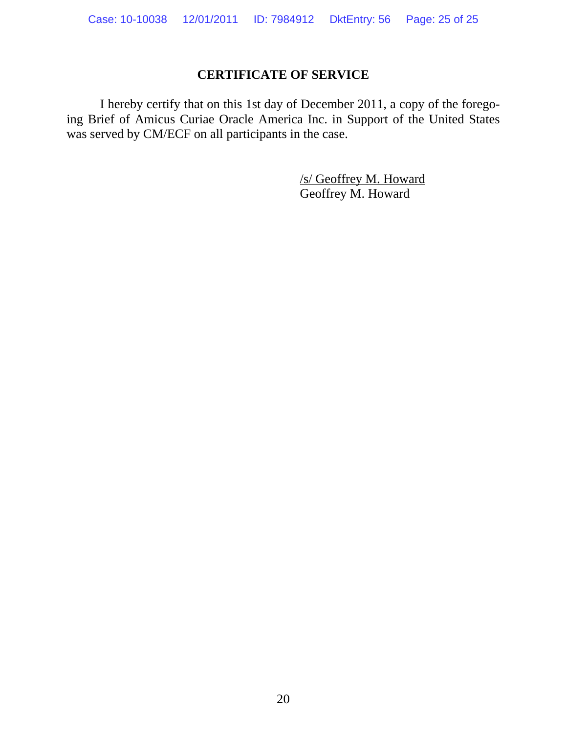## CERTIFICATE OF SERVICE

I hereby certify that on this 1st day of December 2011, a copy of the foregoing Brief of Amicus Curiae Oracle America Inc. in Support of the United States was served by CM/ECF on all participants in the case.

/s/ Geoffrey M. Howard
Geoffrey M. Howard